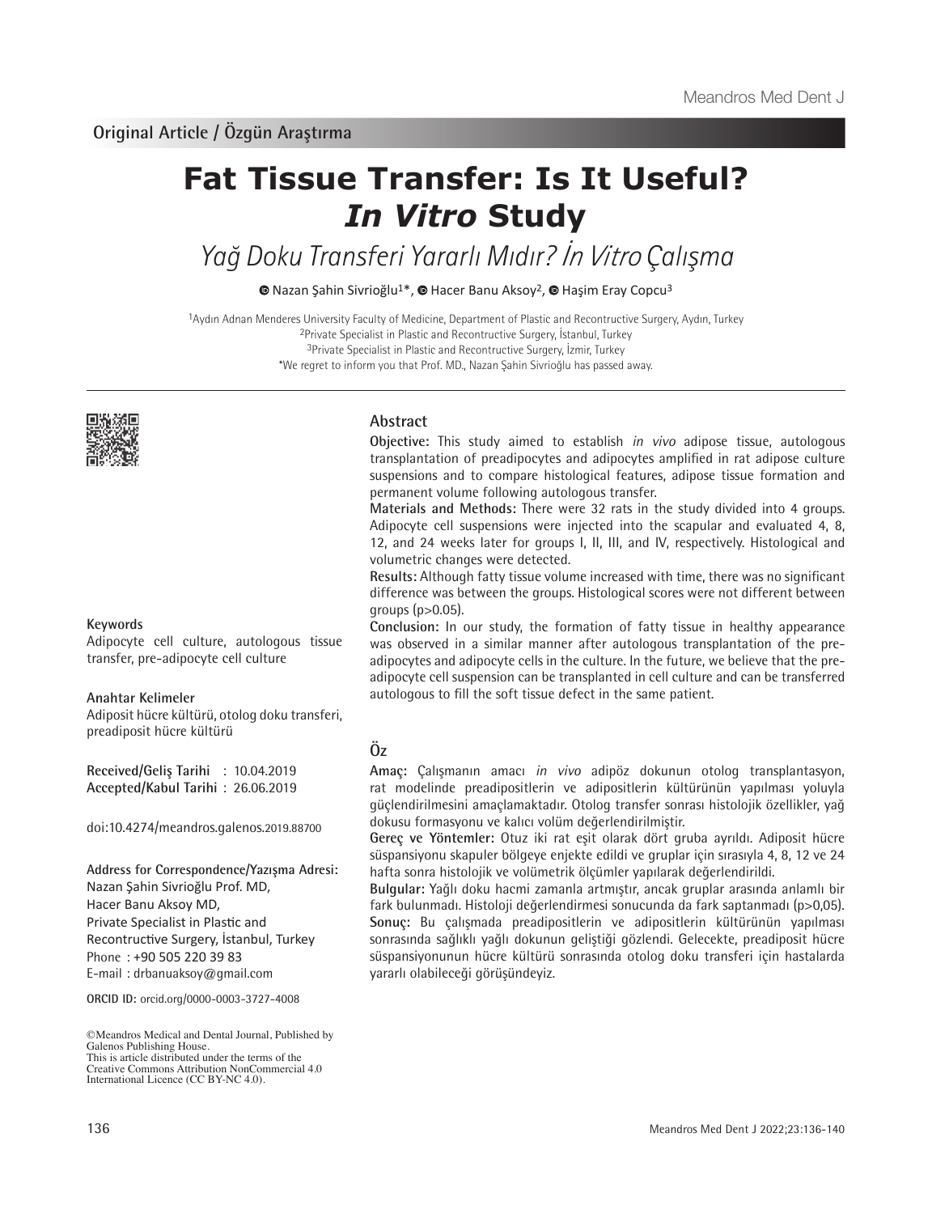Original Article / Özgün Araştırma

# Fat Tissue Transfer: Is It Useful? *In Vitro* Study

## *Yağ Doku Transferi Yararlı Mıdır? İn Vitro Çalışma*

Nazan Şahin Sivrioğlu[1]*, Hacer Banu Aksoy[2], Haşim Eray Copcu[3]

[1]Aydın Adnan Menderes University Faculty of Medicine, Department of Plastic and Recontructive Surgery, Aydın, Turkey
[2]Private Specialist in Plastic and Recontructive Surgery, İstanbul, Turkey
[3]Private Specialist in Plastic and Recontructive Surgery, İzmir, Turkey
*We regret to inform you that Prof. MD., Nazan Şahin Sivrioğlu has passed away.

## Abstract

**Objective:** This study aimed to establish *in vivo* adipose tissue, autologous transplantation of preadipocytes and adipocytes amplified in rat adipose culture suspensions and to compare histological features, adipose tissue formation and permanent volume following autologous transfer.

**Materials and Methods:** There were 32 rats in the study divided into 4 groups. Adipocyte cell suspensions were injected into the scapular and evaluated 4, 8, 12, and 24 weeks later for groups I, II, III, and IV, respectively. Histological and volumetric changes were detected.

**Results:** Although fatty tissue volume increased with time, there was no significant difference was between the groups. Histological scores were not different between groups ($p>0.05$).

**Conclusion:** In our study, the formation of fatty tissue in healthy appearance was observed in a similar manner after autologous transplantation of the pre-adipocytes and adipocyte cells in the culture. In the future, we believe that the pre-adipocyte cell suspension can be transplanted in cell culture and can be transferred autologous to fill the soft tissue defect in the same patient.

**Keywords**

Adipocyte cell culture, autologous tissue transfer, pre-adipocyte cell culture

## Öz

**Amaç:** Çalışmanın amacı *in vivo* adipöz dokunun otolog transplantasyon, rat modelinde preadipositlerin ve adipositlerin kültürünün yapılması yoluyla güçlendirilmesini amaçlamaktadır. Otolog transfer sonrası histolojik özellikler, yağ dokusu formasyonu ve kalıcı volüm değerlendirilmiştir.

**Gereç ve Yöntemler:** Otuz iki rat eşit olarak dört gruba ayrıldı. Adiposit hücre süspansiyonu skapuler bölgeye enjekte edildi ve gruplar için sırasıyla 4, 8, 12 ve 24 hafta sonra histolojik ve volümetrik ölçümler yapılarak değerlendirildi.

**Bulgular:** Yağlı doku hacmi zamanla artmıştır, ancak gruplar arasında anlamlı bir fark bulunmadı. Histoloji değerlendirmesi sonucunda da fark saptanmadı ($p>0,05$).

**Sonuç:** Bu çalışmada preadipositlerin ve adipositlerin kültürünün yapılması sonrasında sağlıklı yağlı dokunun geliştiği gözlendi. Gelecekte, preadiposit hücre süspansiyonunun hücre kültürü sonrasında otolog doku transferi için hastalarda yararlı olabileceği görüşündeyiz.

**Anahtar Kelimeler**

Adiposit hücre kültürü, otolog doku transferi, preadiposit hücre kültürü

**Received/Geliş Tarihi** : 10.04.2019
**Accepted/Kabul Tarihi** : 26.06.2019

doi:10.4274/meandros.galenos.2019.88700

**Address for Correspondence/Yazışma Adresi:**
Nazan Şahin Sivrioğlu Prof. MD,
Hacer Banu Aksoy MD,
Private Specialist in Plastic and Recontructive Surgery, İstanbul, Turkey
Phone : +90 505 220 39 83
E-mail : drbanuaksoy@gmail.com

**ORCID ID:** orcid.org/0000-0003-3727-4008

©Meandros Medical and Dental Journal, Published by Galenos Publishing House.
This is article distributed under the terms of the Creative Commons Attribution NonCommercial 4.0 International Licence (CC BY-NC 4.0).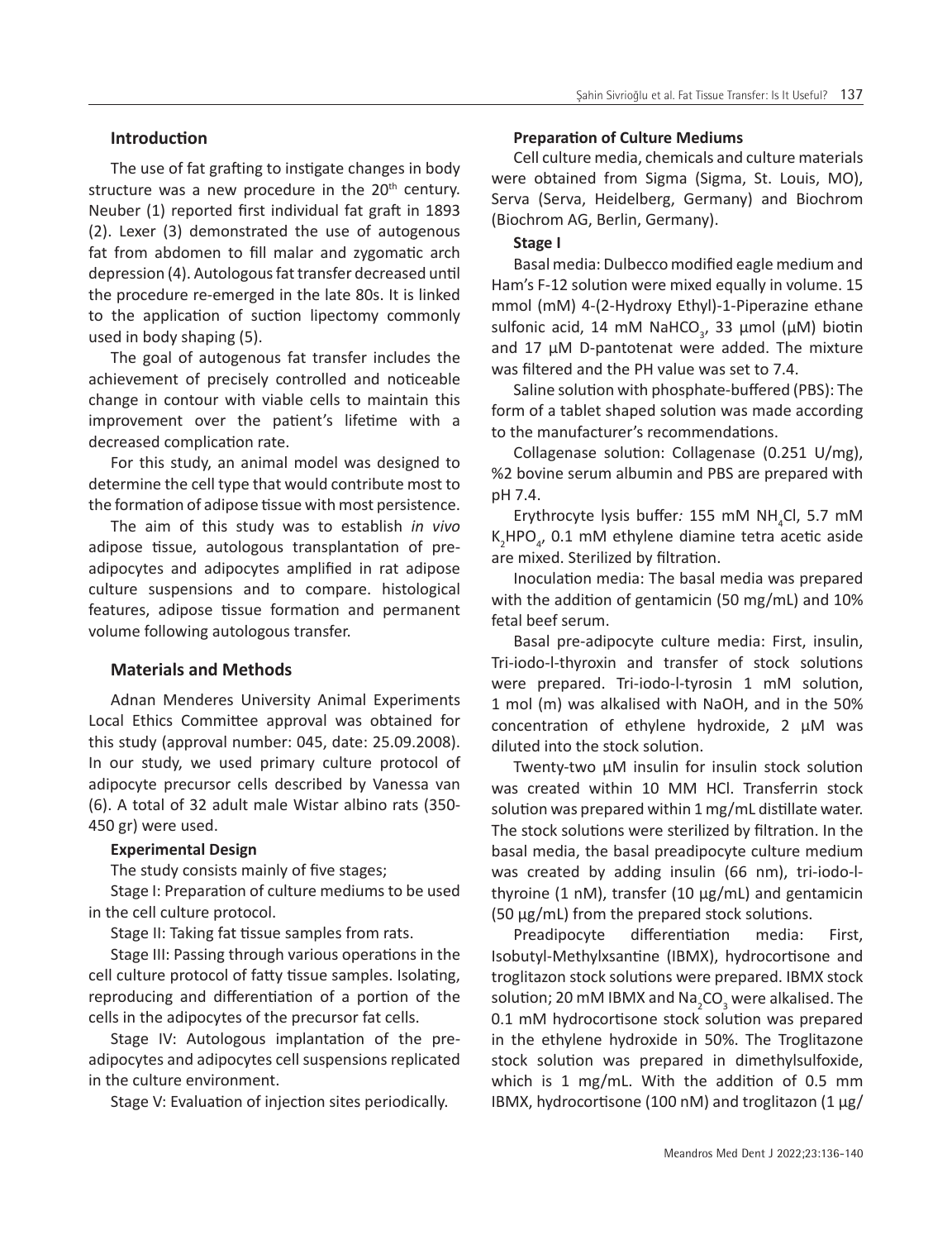## Introduction

The use of fat grafting to instigate changes in body structure was a new procedure in the 20th century. Neuber (1) reported first individual fat graft in 1893 (2). Lexer (3) demonstrated the use of autogenous fat from abdomen to fill malar and zygomatic arch depression (4). Autologous fat transfer decreased until the procedure re-emerged in the late 80s. It is linked to the application of suction lipectomy commonly used in body shaping (5).

The goal of autogenous fat transfer includes the achievement of precisely controlled and noticeable change in contour with viable cells to maintain this improvement over the patient's lifetime with a decreased complication rate.

For this study, an animal model was designed to determine the cell type that would contribute most to the formation of adipose tissue with most persistence.

The aim of this study was to establish *in vivo* adipose tissue, autologous transplantation of pre-adipocytes and adipocytes amplified in rat adipose culture suspensions and to compare. histological features, adipose tissue formation and permanent volume following autologous transfer.

## Materials and Methods

Adnan Menderes University Animal Experiments Local Ethics Committee approval was obtained for this study (approval number: 045, date: 25.09.2008). In our study, we used primary culture protocol of adipocyte precursor cells described by Vanessa van (6). A total of 32 adult male Wistar albino rats (350-450 gr) were used.

### Experimental Design

The study consists mainly of five stages;

Stage I: Preparation of culture mediums to be used in the cell culture protocol.

Stage II: Taking fat tissue samples from rats.

Stage III: Passing through various operations in the cell culture protocol of fatty tissue samples. Isolating, reproducing and differentiation of a portion of the cells in the adipocytes of the precursor fat cells.

Stage IV: Autologous implantation of the pre-adipocytes and adipocytes cell suspensions replicated in the culture environment.

Stage V: Evaluation of injection sites periodically.

### Preparation of Culture Mediums

Cell culture media, chemicals and culture materials were obtained from Sigma (Sigma, St. Louis, MO), Serva (Serva, Heidelberg, Germany) and Biochrom (Biochrom AG, Berlin, Germany).

#### Stage I

Basal media: Dulbecco modified eagle medium and Ham's F-12 solution were mixed equally in volume. 15 mmol (mM) 4-(2-Hydroxy Ethyl)-1-Piperazine ethane sulfonic acid, 14 mM $NaHCO_3$, 33 µmol (µM) biotin and 17 µM D-pantotenat were added. The mixture was filtered and the PH value was set to 7.4.

Saline solution with phosphate-buffered (PBS): The form of a tablet shaped solution was made according to the manufacturer's recommendations.

Collagenase solution: Collagenase (0.251 U/mg), %2 bovine serum albumin and PBS are prepared with pH 7.4.

Erythrocyte lysis buffer*:* 155 mM $NH_4Cl$, 5.7 mM $K_2HPO_4$, 0.1 mM ethylene diamine tetra acetic aside are mixed. Sterilized by filtration.

Inoculation media: The basal media was prepared with the addition of gentamicin (50 mg/mL) and 10% fetal beef serum.

Basal pre-adipocyte culture media: First, insulin, Tri-iodo-l-thyroxin and transfer of stock solutions were prepared. Tri-iodo-l-tyrosin 1 mM solution, 1 mol (m) was alkalised with NaOH, and in the 50% concentration of ethylene hydroxide, 2 µM was diluted into the stock solution.

Twenty-two µM insulin for insulin stock solution was created within 10 MM HCl. Transferrin stock solution was prepared within 1 mg/mL distillate water. The stock solutions were sterilized by filtration. In the basal media, the basal preadipocyte culture medium was created by adding insulin (66 nm), tri-iodo-l-thyroine (1 nM), transfer (10 µg/mL) and gentamicin (50 µg/mL) from the prepared stock solutions.

Preadipocyte differentiation media: First, Isobutyl-Methylxsantine (IBMX), hydrocortisone and troglitazon stock solutions were prepared. IBMX stock solution; 20 mM IBMX and $Na_2CO_3$ were alkalised. The 0.1 mM hydrocortisone stock solution was prepared in the ethylene hydroxide in 50%. The Troglitazone stock solution was prepared in dimethylsulfoxide, which is 1 mg/mL. With the addition of 0.5 mm IBMX, hydrocortisone (100 nM) and troglitazon (1 µg/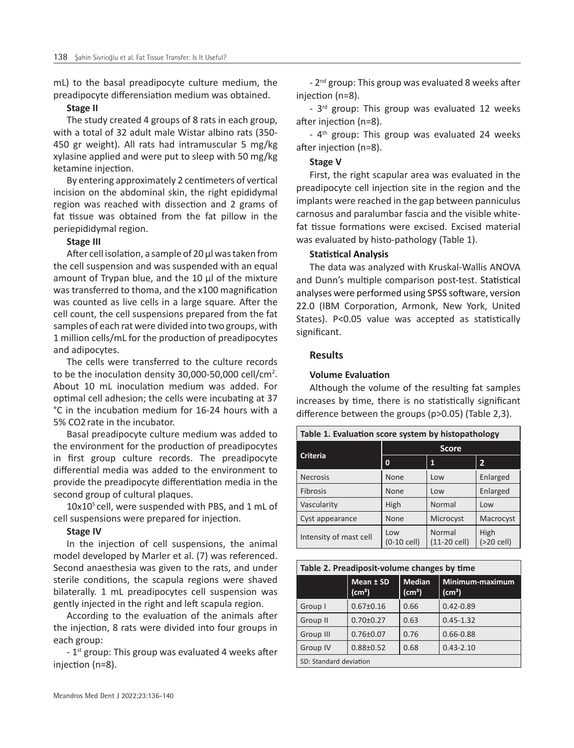mL) to the basal preadipocyte culture medium, the preadipocyte differensiation medium was obtained.

**Stage II**

The study created 4 groups of 8 rats in each group, with a total of 32 adult male Wistar albino rats (350-450 gr weight). All rats had intramuscular 5 mg/kg xylasine applied and were put to sleep with 50 mg/kg ketamine injection.

By entering approximately 2 centimeters of vertical incision on the abdominal skin, the right epididymal region was reached with dissection and 2 grams of fat tissue was obtained from the fat pillow in the periepididymal region.

**Stage III**

After cell isolation, a sample of 20 µl was taken from the cell suspension and was suspended with an equal amount of Trypan blue, and the 10 µl of the mixture was transferred to thoma, and the x100 magnification was counted as live cells in a large square. After the cell count, the cell suspensions prepared from the fat samples of each rat were divided into two groups, with 1 million cells/mL for the production of preadipocytes and adipocytes.

The cells were transferred to the culture records to be the inoculation density 30,000-50,000 cell/cm$^2$. About 10 mL inoculation medium was added. For optimal cell adhesion; the cells were incubating at 37 °C in the incubation medium for 16-24 hours with a 5% CO2 rate in the incubator.

Basal preadipocyte culture medium was added to the environment for the production of preadipocytes in first group culture records. The preadipocyte differential media was added to the environment to provide the preadipocyte differentiation media in the second group of cultural plaques.

$10x10^5$ cell, were suspended with PBS, and 1 mL of cell suspensions were prepared for injection.

**Stage IV**

In the injection of cell suspensions, the animal model developed by Marler et al. (7) was referenced. Second anaesthesia was given to the rats, and under sterile conditions, the scapula regions were shaved bilaterally. 1 mL preadipocytes cell suspension was gently injected in the right and left scapula region.

According to the evaluation of the animals after the injection, 8 rats were divided into four groups in each group:

- 1st group: This group was evaluated 4 weeks after injection (n=8).
- 2nd group: This group was evaluated 8 weeks after injection (n=8).
- 3rd group: This group was evaluated 12 weeks after injection (n=8).
- 4th group: This group was evaluated 24 weeks after injection (n=8).

**Stage V**

First, the right scapular area was evaluated in the preadipocyte cell injection site in the region and the implants were reached in the gap between panniculus carnosus and paralumbar fascia and the visible white-fat tissue formations were excised. Excised material was evaluated by histo-pathology (Table 1).

**Statistical Analysis**

The data was analyzed with Kruskal-Wallis ANOVA and Dunn's multiple comparison post-test. Statistical analyses were performed using SPSS software, version 22.0 (IBM Corporation, Armonk, New York, United States). P<0.05 value was accepted as statistically significant.

## Results

**Volume Evaluation**

Although the volume of the resulting fat samples increases by time, there is no statistically significant difference between the groups (p>0.05) (Table 2,3).

**Table 1. Evaluation score system by histopathology**

| Criteria | Score | | |
|---|---|---|---|
| | 0 | 1 | 2 |
| Necrosis | None | Low | Enlarged |
| Fibrosis | None | Low | Enlarged |
| Vascularity | High | Normal | Low |
| Cyst appearance | None | Microcyst | Macrocyst |
| Intensity of mast cell | Low (0-10 cell) | Normal (11-20 cell) | High (>20 cell) |

**Table 2. Preadiposit-volume changes by time**

| | Mean ± SD (cm³) | Median (cm³) | Minimum-maximum (cm³) |
|---|---|---|---|
| Group I | 0.67±0.16 | 0.66 | 0.42-0.89 |
| Group II | 0.70±0.27 | 0.63 | 0.45-1.32 |
| Group III | 0.76±0.07 | 0.76 | 0.66-0.88 |
| Group IV | 0.88±0.52 | 0.68 | 0.43-2.10 |

SD: Standard deviation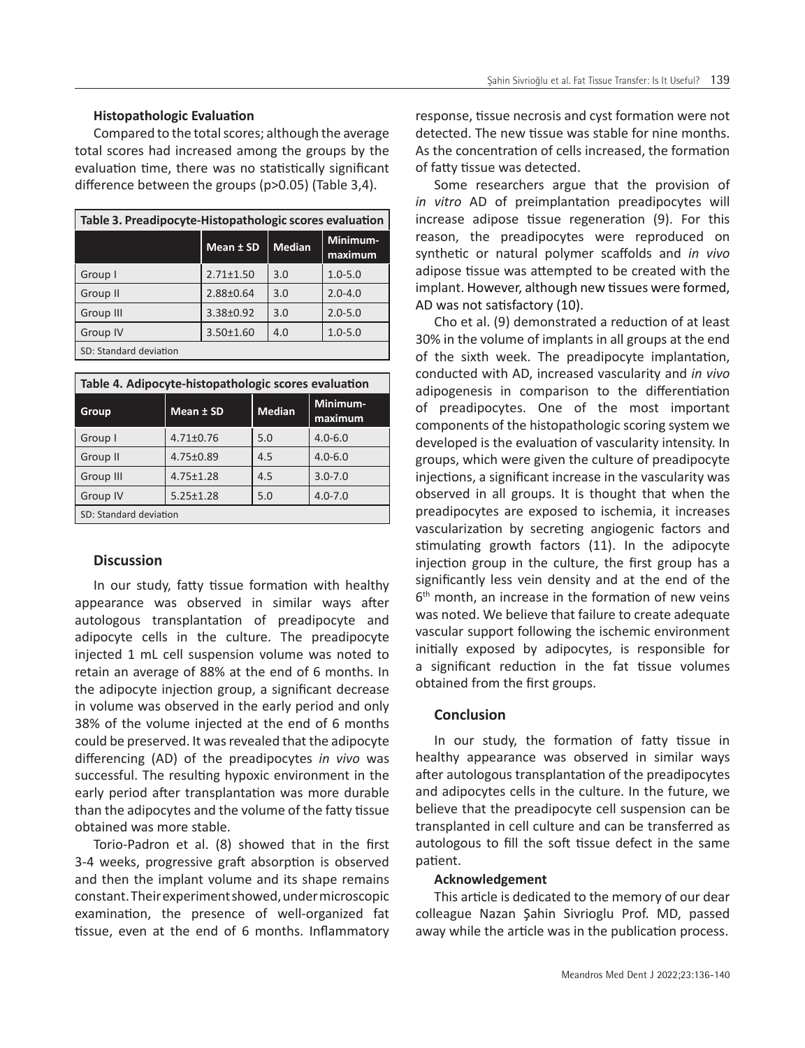### Histopathologic Evaluation

Compared to the total scores; although the average total scores had increased among the groups by the evaluation time, there was no statistically significant difference between the groups (p>0.05) (Table 3,4).

**Table 3. Preadipocyte-Histopathologic scores evaluation**

| | Mean ± SD | Median | Minimum-maximum |
|---|---|---|---|
| Group I | 2.71±1.50 | 3.0 | 1.0-5.0 |
| Group II | 2.88±0.64 | 3.0 | 2.0-4.0 |
| Group III | 3.38±0.92 | 3.0 | 2.0-5.0 |
| Group IV | 3.50±1.60 | 4.0 | 1.0-5.0 |

SD: Standard deviation

**Table 4. Adipocyte-histopathologic scores evaluation**

| Group | Mean ± SD | Median | Minimum-maximum |
|---|---|---|---|
| Group I | 4.71±0.76 | 5.0 | 4.0-6.0 |
| Group II | 4.75±0.89 | 4.5 | 4.0-6.0 |
| Group III | 4.75±1.28 | 4.5 | 3.0-7.0 |
| Group IV | 5.25±1.28 | 5.0 | 4.0-7.0 |

SD: Standard deviation

## Discussion

In our study, fatty tissue formation with healthy appearance was observed in similar ways after autologous transplantation of preadipocyte and adipocyte cells in the culture. The preadipocyte injected 1 mL cell suspension volume was noted to retain an average of 88% at the end of 6 months. In the adipocyte injection group, a significant decrease in volume was observed in the early period and only 38% of the volume injected at the end of 6 months could be preserved. It was revealed that the adipocyte differencing (AD) of the preadipocytes *in vivo* was successful. The resulting hypoxic environment in the early period after transplantation was more durable than the adipocytes and the volume of the fatty tissue obtained was more stable.

Torio-Padron et al. (8) showed that in the first 3-4 weeks, progressive graft absorption is observed and then the implant volume and its shape remains constant. Their experiment showed, under microscopic examination, the presence of well-organized fat tissue, even at the end of 6 months. Inflammatory response, tissue necrosis and cyst formation were not detected. The new tissue was stable for nine months. As the concentration of cells increased, the formation of fatty tissue was detected.

Some researchers argue that the provision of *in vitro* AD of preimplantation preadipocytes will increase adipose tissue regeneration (9). For this reason, the preadipocytes were reproduced on synthetic or natural polymer scaffolds and *in vivo* adipose tissue was attempted to be created with the implant. However, although new tissues were formed, AD was not satisfactory (10).

Cho et al. (9) demonstrated a reduction of at least 30% in the volume of implants in all groups at the end of the sixth week. The preadipocyte implantation, conducted with AD, increased vascularity and *in vivo* adipogenesis in comparison to the differentiation of preadipocytes. One of the most important components of the histopathologic scoring system we developed is the evaluation of vascularity intensity. In groups, which were given the culture of preadipocyte injections, a significant increase in the vascularity was observed in all groups. It is thought that when the preadipocytes are exposed to ischemia, it increases vascularization by secreting angiogenic factors and stimulating growth factors (11). In the adipocyte injection group in the culture, the first group has a significantly less vein density and at the end of the 6th month, an increase in the formation of new veins was noted. We believe that failure to create adequate vascular support following the ischemic environment initially exposed by adipocytes, is responsible for a significant reduction in the fat tissue volumes obtained from the first groups.

## Conclusion

In our study, the formation of fatty tissue in healthy appearance was observed in similar ways after autologous transplantation of the preadipocytes and adipocytes cells in the culture. In the future, we believe that the preadipocyte cell suspension can be transplanted in cell culture and can be transferred as autologous to fill the soft tissue defect in the same patient.

### Acknowledgement

This article is dedicated to the memory of our dear colleague Nazan Şahin Sivrioglu Prof. MD, passed away while the article was in the publication process.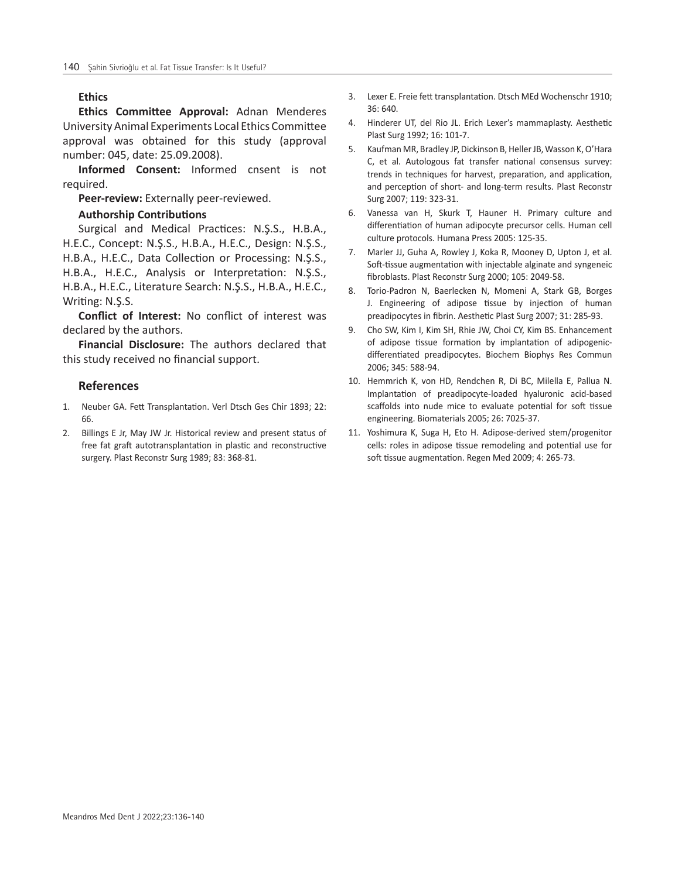## Ethics

**Ethics Committee Approval:** Adnan Menderes University Animal Experiments Local Ethics Committee approval was obtained for this study (approval number: 045, date: 25.09.2008).

**Informed Consent:** Informed cnsent is not required.

**Peer-review:** Externally peer-reviewed.

**Authorship Contributions**

Surgical and Medical Practices: N.Ş.S., H.B.A., H.E.C., Concept: N.Ş.S., H.B.A., H.E.C., Design: N.Ş.S., H.B.A., H.E.C., Data Collection or Processing: N.Ş.S., H.B.A., H.E.C., Analysis or Interpretation: N.Ş.S., H.B.A., H.E.C., Literature Search: N.Ş.S., H.B.A., H.E.C., Writing: N.Ş.S.

**Conflict of Interest:** No conflict of interest was declared by the authors.

**Financial Disclosure:** The authors declared that this study received no financial support.

## References

1. Neuber GA. Fett Transplantation. Verl Dtsch Ges Chir 1893; 22: 66.
2. Billings E Jr, May JW Jr. Historical review and present status of free fat graft autotransplantation in plastic and reconstructive surgery. Plast Reconstr Surg 1989; 83: 368-81.
3. Lexer E. Freie fett transplantation. Dtsch MEd Wochenschr 1910; 36: 640.
4. Hinderer UT, del Rio JL. Erich Lexer's mammaplasty. Aesthetic Plast Surg 1992; 16: 101-7.
5. Kaufman MR, Bradley JP, Dickinson B, Heller JB, Wasson K, O'Hara C, et al. Autologous fat transfer national consensus survey: trends in techniques for harvest, preparation, and application, and perception of short- and long-term results. Plast Reconstr Surg 2007; 119: 323-31.
6. Vanessa van H, Skurk T, Hauner H. Primary culture and differentiation of human adipocyte precursor cells. Human cell culture protocols. Humana Press 2005: 125-35.
7. Marler JJ, Guha A, Rowley J, Koka R, Mooney D, Upton J, et al. Soft-tissue augmentation with injectable alginate and syngeneic fibroblasts. Plast Reconstr Surg 2000; 105: 2049-58.
8. Torio-Padron N, Baerlecken N, Momeni A, Stark GB, Borges J. Engineering of adipose tissue by injection of human preadipocytes in fibrin. Aesthetic Plast Surg 2007; 31: 285-93.
9. Cho SW, Kim I, Kim SH, Rhie JW, Choi CY, Kim BS. Enhancement of adipose tissue formation by implantation of adipogenic-differentiated preadipocytes. Biochem Biophys Res Commun 2006; 345: 588-94.
10. Hemmrich K, von HD, Rendchen R, Di BC, Milella E, Pallua N. Implantation of preadipocyte-loaded hyaluronic acid-based scaffolds into nude mice to evaluate potential for soft tissue engineering. Biomaterials 2005; 26: 7025-37.
11. Yoshimura K, Suga H, Eto H. Adipose-derived stem/progenitor cells: roles in adipose tissue remodeling and potential use for soft tissue augmentation. Regen Med 2009; 4: 265-73.